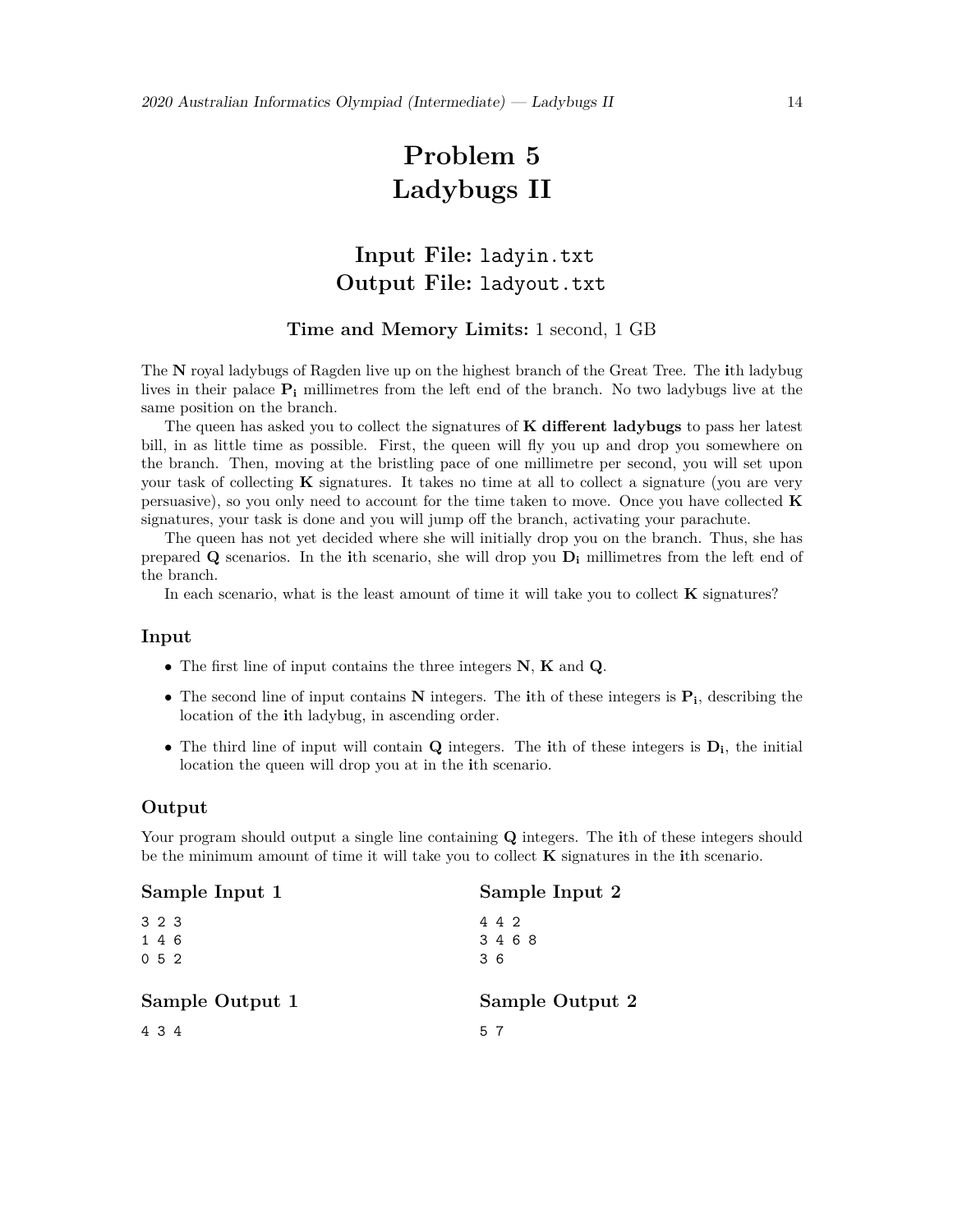# Problem 5
# Ladybugs II

**Input File:** `ladyin.txt`
**Output File:** `ladyout.txt`

**Time and Memory Limits:** 1 second, 1 GB

The **N** royal ladybugs of Ragden live up on the highest branch of the Great Tree. The **i**th ladybug lives in their palace $\mathbf{P_i}$ millimetres from the left end of the branch. No two ladybugs live at the same position on the branch.

The queen has asked you to collect the signatures of **K different ladybugs** to pass her latest bill, in as little time as possible. First, the queen will fly you up and drop you somewhere on the branch. Then, moving at the bristling pace of one millimetre per second, you will set upon your task of collecting **K** signatures. It takes no time at all to collect a signature (you are very persuasive), so you only need to account for the time taken to move. Once you have collected **K** signatures, your task is done and you will jump off the branch, activating your parachute.

The queen has not yet decided where she will initially drop you on the branch. Thus, she has prepared **Q** scenarios. In the **i**th scenario, she will drop you $\mathbf{D_i}$ millimetres from the left end of the branch.

In each scenario, what is the least amount of time it will take you to collect **K** signatures?

## Input

- The first line of input contains the three integers **N**, **K** and **Q**.
- The second line of input contains **N** integers. The **i**th of these integers is $\mathbf{P_i}$, describing the location of the **i**th ladybug, in ascending order.
- The third line of input will contain **Q** integers. The **i**th of these integers is $\mathbf{D_i}$, the initial location the queen will drop you at in the **i**th scenario.

## Output

Your program should output a single line containing **Q** integers. The **i**th of these integers should be the minimum amount of time it will take you to collect **K** signatures in the **i**th scenario.

### Sample Input 1

```
3 2 3
1 4 6
0 5 2
```

### Sample Output 1

```
4 3 4
```

### Sample Input 2

```
4 4 2
3 4 6 8
3 6
```

### Sample Output 2

```
5 7
```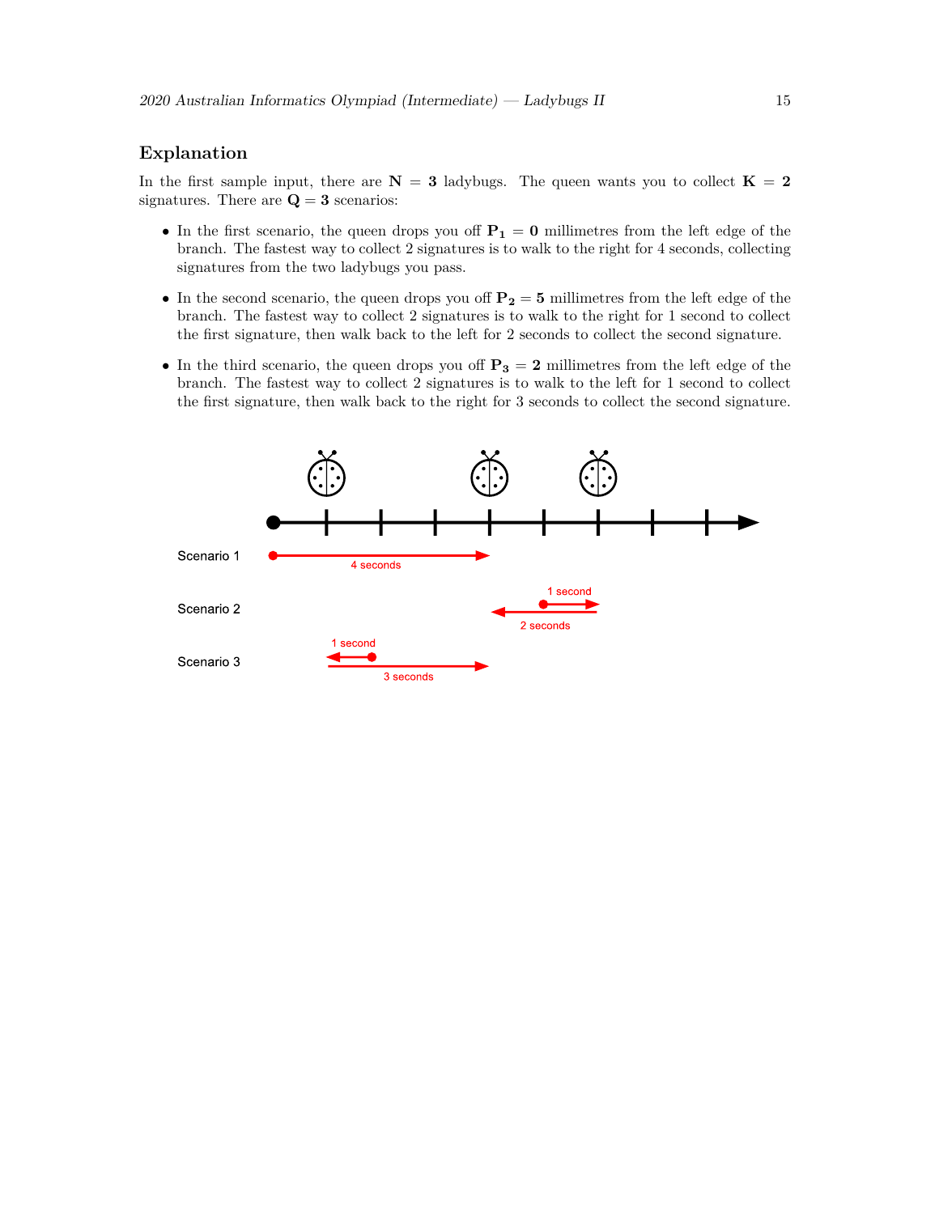## Explanation

In the first sample input, there are $\mathbf{N} = \mathbf{3}$ ladybugs. The queen wants you to collect $\mathbf{K} = \mathbf{2}$ signatures. There are $\mathbf{Q} = \mathbf{3}$ scenarios:

- In the first scenario, the queen drops you off $\mathbf{P_1} = \mathbf{0}$ millimetres from the left edge of the branch. The fastest way to collect 2 signatures is to walk to the right for 4 seconds, collecting signatures from the two ladybugs you pass.
- In the second scenario, the queen drops you off $\mathbf{P_2} = \mathbf{5}$ millimetres from the left edge of the branch. The fastest way to collect 2 signatures is to walk to the right for 1 second to collect the first signature, then walk back to the left for 2 seconds to collect the second signature.
- In the third scenario, the queen drops you off $\mathbf{P_3} = \mathbf{2}$ millimetres from the left edge of the branch. The fastest way to collect 2 signatures is to walk to the left for 1 second to collect the first signature, then walk back to the right for 3 seconds to collect the second signature.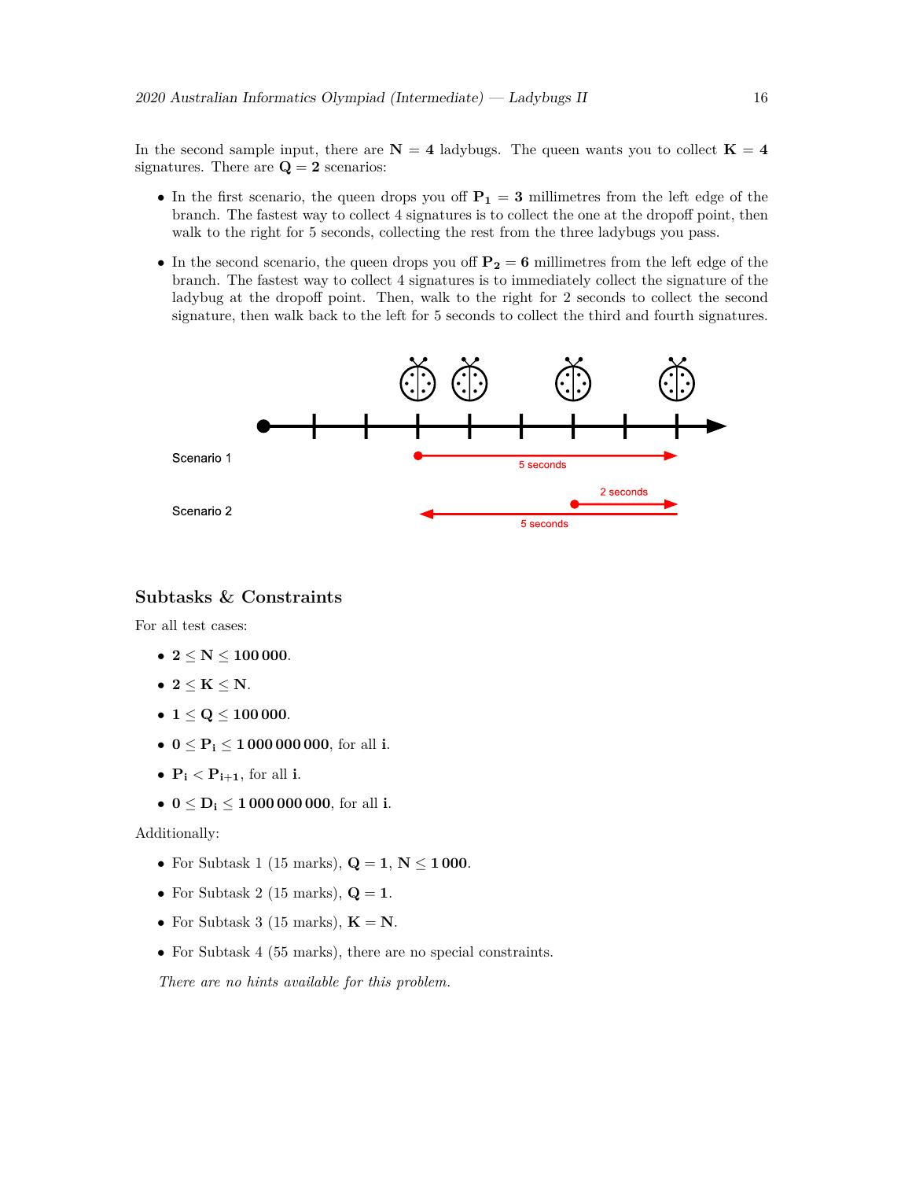In the second sample input, there are $\mathbf{N} = \mathbf{4}$ ladybugs. The queen wants you to collect $\mathbf{K} = \mathbf{4}$ signatures. There are $\mathbf{Q} = \mathbf{2}$ scenarios:

- In the first scenario, the queen drops you off $\mathbf{P_1} = \mathbf{3}$ millimetres from the left edge of the branch. The fastest way to collect 4 signatures is to collect the one at the dropoff point, then walk to the right for 5 seconds, collecting the rest from the three ladybugs you pass.
- In the second scenario, the queen drops you off $\mathbf{P_2} = \mathbf{6}$ millimetres from the left edge of the branch. The fastest way to collect 4 signatures is to immediately collect the signature of the ladybug at the dropoff point. Then, walk to the right for 2 seconds to collect the second signature, then walk back to the left for 5 seconds to collect the third and fourth signatures.

Scenario 1

5 seconds

Scenario 2

2 seconds

5 seconds

## Subtasks & Constraints

For all test cases:

- $\mathbf{2} \leq \mathbf{N} \leq \mathbf{100\,000}$.
- $\mathbf{2} \leq \mathbf{K} \leq \mathbf{N}$.
- $\mathbf{1} \leq \mathbf{Q} \leq \mathbf{100\,000}$.
- $\mathbf{0} \leq \mathbf{P_i} \leq \mathbf{1\,000\,000\,000}$, for all $\mathbf{i}$.
- $\mathbf{P_i} < \mathbf{P_{i+1}}$, for all $\mathbf{i}$.
- $\mathbf{0} \leq \mathbf{D_i} \leq \mathbf{1\,000\,000\,000}$, for all $\mathbf{i}$.

Additionally:

- For Subtask 1 (15 marks), $\mathbf{Q} = \mathbf{1}$, $\mathbf{N} \leq \mathbf{1\,000}$.
- For Subtask 2 (15 marks), $\mathbf{Q} = \mathbf{1}$.
- For Subtask 3 (15 marks), $\mathbf{K} = \mathbf{N}$.
- For Subtask 4 (55 marks), there are no special constraints.

*There are no hints available for this problem.*